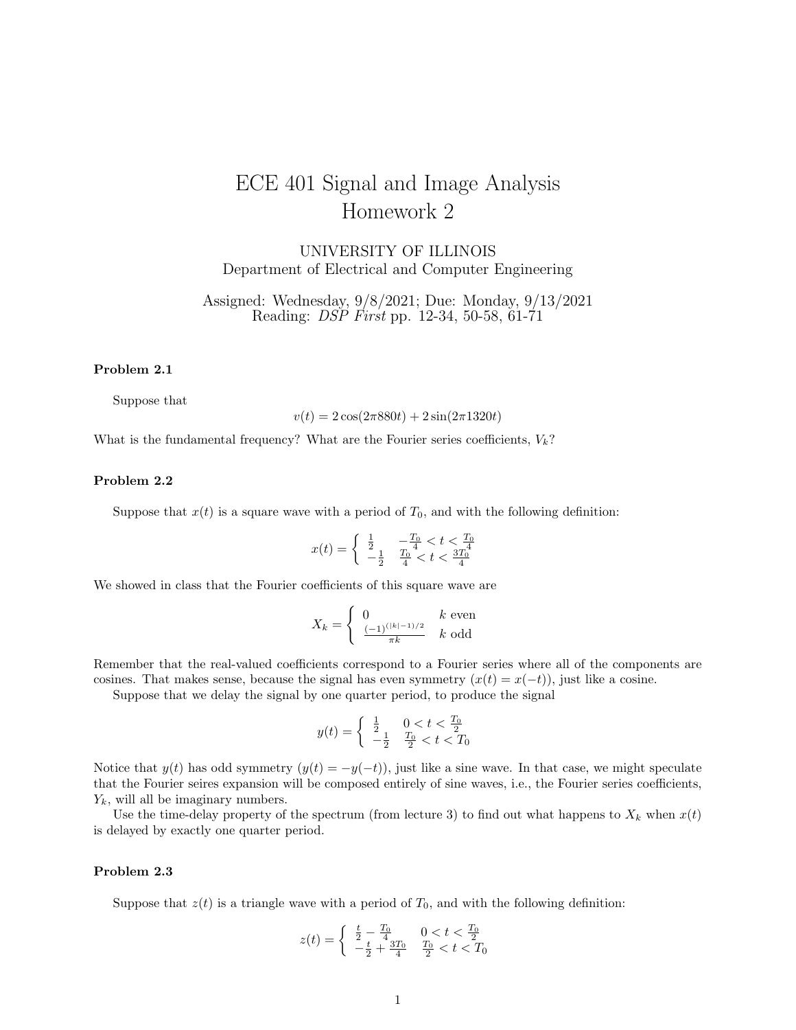# ECE 401 Signal and Image Analysis
# Homework 2

UNIVERSITY OF ILLINOIS
Department of Electrical and Computer Engineering

Assigned: Wednesday, 9/8/2021; Due: Monday, 9/13/2021
Reading: *DSP First* pp. 12-34, 50-58, 61-71

### Problem 2.1

Suppose that

$$v(t) = 2\cos(2\pi 880 t) + 2\sin(2\pi 1320 t)$$

What is the fundamental frequency? What are the Fourier series coefficients, $V_k$?

### Problem 2.2

Suppose that $x(t)$ is a square wave with a period of $T_0$, and with the following definition:

$$x(t) = \begin{cases} \frac{1}{2} & -\frac{T_0}{4} < t < \frac{T_0}{4} \\ -\frac{1}{2} & \frac{T_0}{4} < t < \frac{3T_0}{4} \end{cases}$$

We showed in class that the Fourier coefficients of this square wave are

$$X_k = \begin{cases} 0 & k \text{ even} \\ \frac{(-1)^{(|k|-1)/2}}{\pi k} & k \text{ odd} \end{cases}$$

Remember that the real-valued coefficients correspond to a Fourier series where all of the components are cosines. That makes sense, because the signal has even symmetry ($x(t) = x(-t)$), just like a cosine.

Suppose that we delay the signal by one quarter period, to produce the signal

$$y(t) = \begin{cases} \frac{1}{2} & 0 < t < \frac{T_0}{2} \\ -\frac{1}{2} & \frac{T_0}{2} < t < T_0 \end{cases}$$

Notice that $y(t)$ has odd symmetry ($y(t) = -y(-t)$), just like a sine wave. In that case, we might speculate that the Fourier seires expansion will be composed entirely of sine waves, i.e., the Fourier series coefficients, $Y_k$, will all be imaginary numbers.

Use the time-delay property of the spectrum (from lecture 3) to find out what happens to $X_k$ when $x(t)$ is delayed by exactly one quarter period.

### Problem 2.3

Suppose that $z(t)$ is a triangle wave with a period of $T_0$, and with the following definition:

$$z(t) = \begin{cases} \frac{t}{2} - \frac{T_0}{4} & 0 < t < \frac{T_0}{2} \\ -\frac{t}{2} + \frac{3T_0}{4} & \frac{T_0}{2} < t < T_0 \end{cases}$$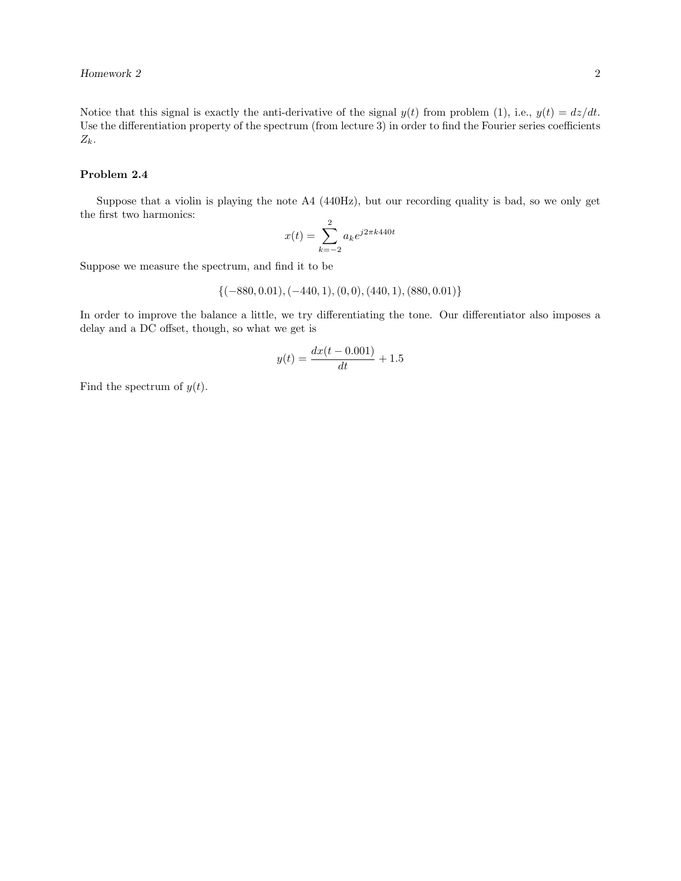Notice that this signal is exactly the anti-derivative of the signal $y(t)$ from problem (1), i.e., $y(t) = dz/dt$. Use the differentiation property of the spectrum (from lecture 3) in order to find the Fourier series coefficients $Z_k$.

### Problem 2.4

Suppose that a violin is playing the note A4 (440Hz), but our recording quality is bad, so we only get the first two harmonics:

$$x(t) = \sum_{k=-2}^{2} a_k e^{j2\pi k440t}$$

Suppose we measure the spectrum, and find it to be

$$\{(-880, 0.01), (-440, 1), (0, 0), (440, 1), (880, 0.01)\}$$

In order to improve the balance a little, we try differentiating the tone. Our differentiator also imposes a delay and a DC offset, though, so what we get is

$$y(t) = \frac{dx(t - 0.001)}{dt} + 1.5$$

Find the spectrum of $y(t)$.